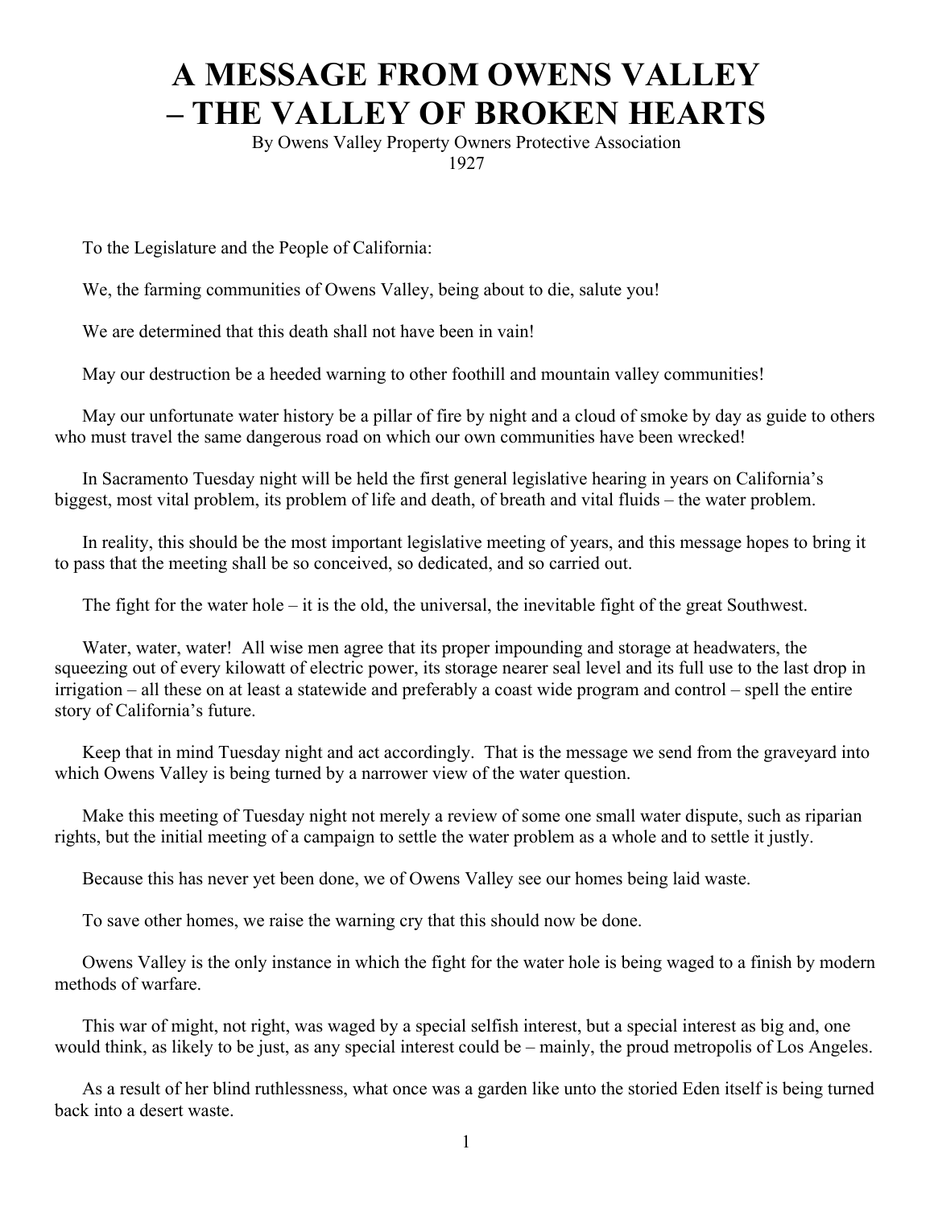# A MESSAGE FROM OWENS VALLEY – THE VALLEY OF BROKEN HEARTS

By Owens Valley Property Owners Protective Association
1927

To the Legislature and the People of California:

We, the farming communities of Owens Valley, being about to die, salute you!

We are determined that this death shall not have been in vain!

May our destruction be a heeded warning to other foothill and mountain valley communities!

May our unfortunate water history be a pillar of fire by night and a cloud of smoke by day as guide to others who must travel the same dangerous road on which our own communities have been wrecked!

In Sacramento Tuesday night will be held the first general legislative hearing in years on California's biggest, most vital problem, its problem of life and death, of breath and vital fluids – the water problem.

In reality, this should be the most important legislative meeting of years, and this message hopes to bring it to pass that the meeting shall be so conceived, so dedicated, and so carried out.

The fight for the water hole – it is the old, the universal, the inevitable fight of the great Southwest.

Water, water, water! All wise men agree that its proper impounding and storage at headwaters, the squeezing out of every kilowatt of electric power, its storage nearer seal level and its full use to the last drop in irrigation – all these on at least a statewide and preferably a coast wide program and control – spell the entire story of California's future.

Keep that in mind Tuesday night and act accordingly. That is the message we send from the graveyard into which Owens Valley is being turned by a narrower view of the water question.

Make this meeting of Tuesday night not merely a review of some one small water dispute, such as riparian rights, but the initial meeting of a campaign to settle the water problem as a whole and to settle it justly.

Because this has never yet been done, we of Owens Valley see our homes being laid waste.

To save other homes, we raise the warning cry that this should now be done.

Owens Valley is the only instance in which the fight for the water hole is being waged to a finish by modern methods of warfare.

This war of might, not right, was waged by a special selfish interest, but a special interest as big and, one would think, as likely to be just, as any special interest could be – mainly, the proud metropolis of Los Angeles.

As a result of her blind ruthlessness, what once was a garden like unto the storied Eden itself is being turned back into a desert waste.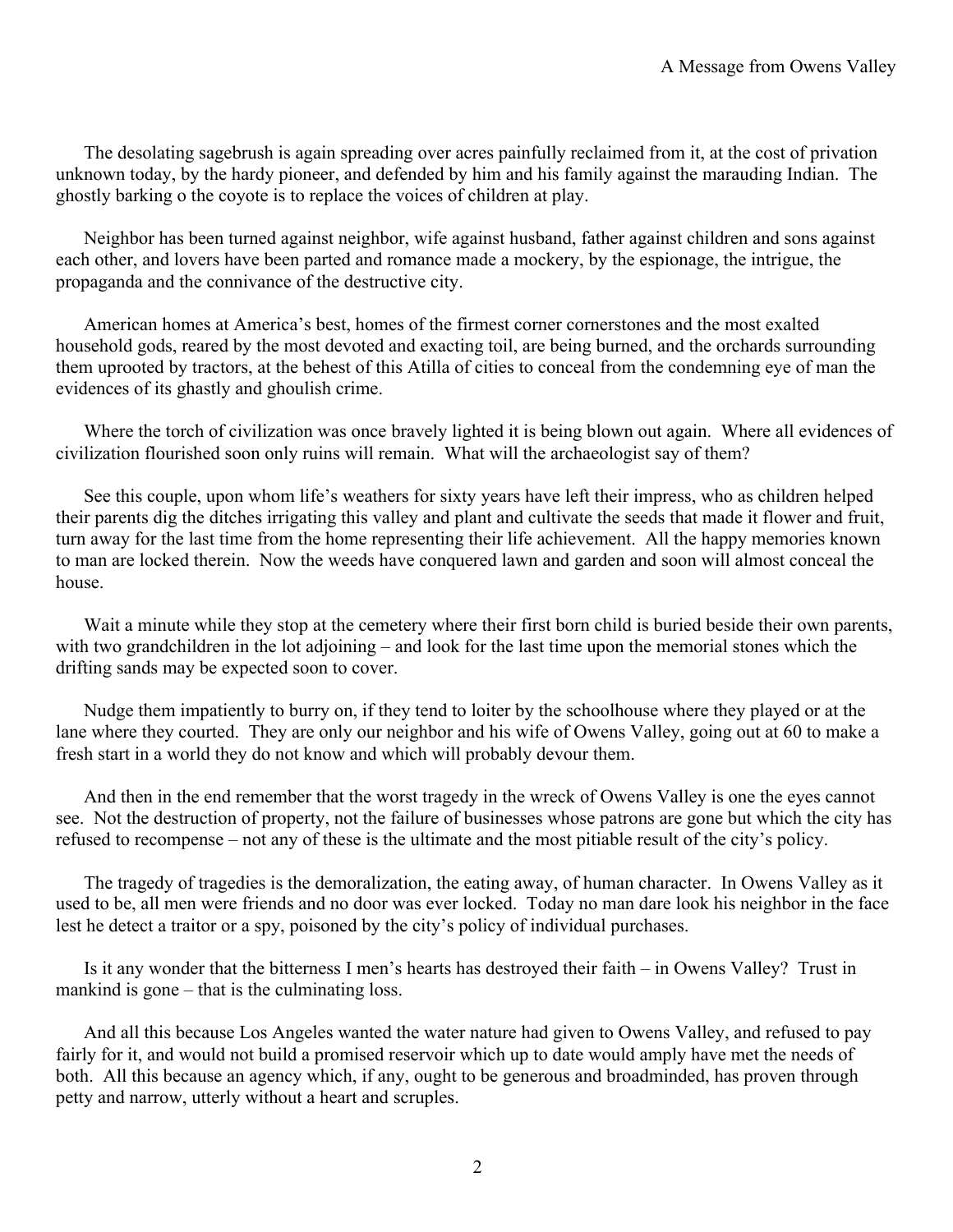The desolating sagebrush is again spreading over acres painfully reclaimed from it, at the cost of privation unknown today, by the hardy pioneer, and defended by him and his family against the marauding Indian. The ghostly barking o the coyote is to replace the voices of children at play.

Neighbor has been turned against neighbor, wife against husband, father against children and sons against each other, and lovers have been parted and romance made a mockery, by the espionage, the intrigue, the propaganda and the connivance of the destructive city.

American homes at America's best, homes of the firmest corner cornerstones and the most exalted household gods, reared by the most devoted and exacting toil, are being burned, and the orchards surrounding them uprooted by tractors, at the behest of this Atilla of cities to conceal from the condemning eye of man the evidences of its ghastly and ghoulish crime.

Where the torch of civilization was once bravely lighted it is being blown out again. Where all evidences of civilization flourished soon only ruins will remain. What will the archaeologist say of them?

See this couple, upon whom life's weathers for sixty years have left their impress, who as children helped their parents dig the ditches irrigating this valley and plant and cultivate the seeds that made it flower and fruit, turn away for the last time from the home representing their life achievement. All the happy memories known to man are locked therein. Now the weeds have conquered lawn and garden and soon will almost conceal the house.

Wait a minute while they stop at the cemetery where their first born child is buried beside their own parents, with two grandchildren in the lot adjoining – and look for the last time upon the memorial stones which the drifting sands may be expected soon to cover.

Nudge them impatiently to burry on, if they tend to loiter by the schoolhouse where they played or at the lane where they courted. They are only our neighbor and his wife of Owens Valley, going out at 60 to make a fresh start in a world they do not know and which will probably devour them.

And then in the end remember that the worst tragedy in the wreck of Owens Valley is one the eyes cannot see. Not the destruction of property, not the failure of businesses whose patrons are gone but which the city has refused to recompense – not any of these is the ultimate and the most pitiable result of the city's policy.

The tragedy of tragedies is the demoralization, the eating away, of human character. In Owens Valley as it used to be, all men were friends and no door was ever locked. Today no man dare look his neighbor in the face lest he detect a traitor or a spy, poisoned by the city's policy of individual purchases.

Is it any wonder that the bitterness I men's hearts has destroyed their faith – in Owens Valley? Trust in mankind is gone – that is the culminating loss.

And all this because Los Angeles wanted the water nature had given to Owens Valley, and refused to pay fairly for it, and would not build a promised reservoir which up to date would amply have met the needs of both. All this because an agency which, if any, ought to be generous and broadminded, has proven through petty and narrow, utterly without a heart and scruples.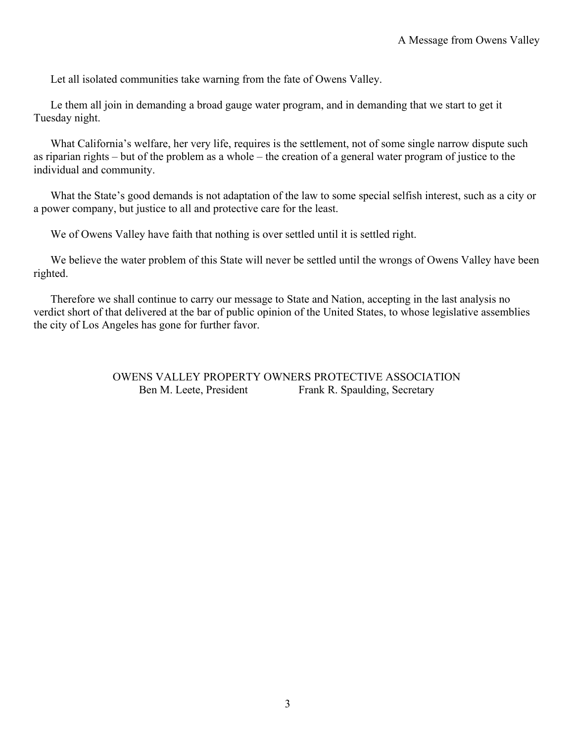Let all isolated communities take warning from the fate of Owens Valley.

Le them all join in demanding a broad gauge water program, and in demanding that we start to get it Tuesday night.

What California's welfare, her very life, requires is the settlement, not of some single narrow dispute such as riparian rights – but of the problem as a whole – the creation of a general water program of justice to the individual and community.

What the State's good demands is not adaptation of the law to some special selfish interest, such as a city or a power company, but justice to all and protective care for the least.

We of Owens Valley have faith that nothing is over settled until it is settled right.

We believe the water problem of this State will never be settled until the wrongs of Owens Valley have been righted.

Therefore we shall continue to carry our message to State and Nation, accepting in the last analysis no verdict short of that delivered at the bar of public opinion of the United States, to whose legislative assemblies the city of Los Angeles has gone for further favor.

OWENS VALLEY PROPERTY OWNERS PROTECTIVE ASSOCIATION

Ben M. Leete, President    Frank R. Spaulding, Secretary